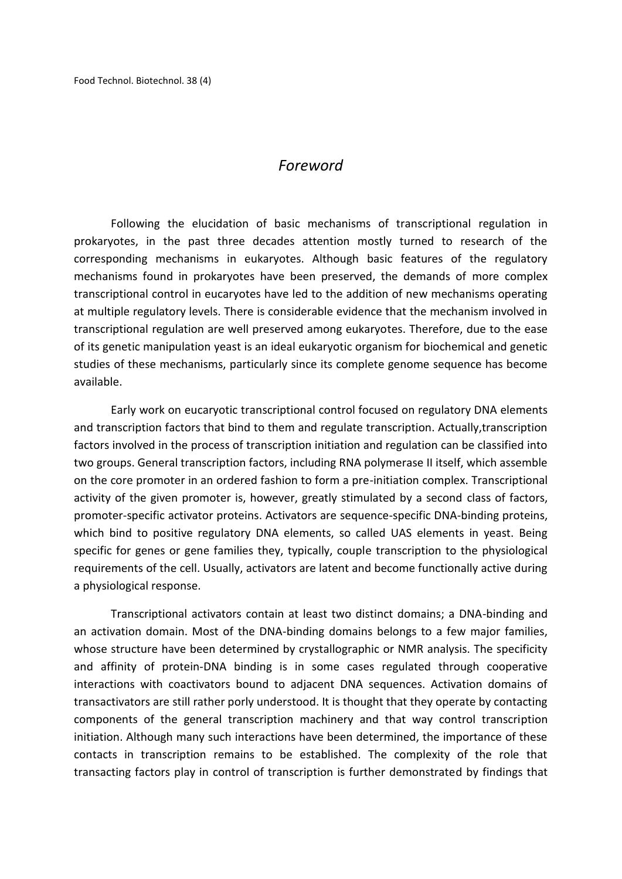# *Foreword*

Following the elucidation of basic mechanisms of transcriptional regulation in prokaryotes, in the past three decades attention mostly turned to research of the corresponding mechanisms in eukaryotes. Although basic features of the regulatory mechanisms found in prokaryotes have been preserved, the demands of more complex transcriptional control in eucaryotes have led to the addition of new mechanisms operating at multiple regulatory levels. There is considerable evidence that the mechanism involved in transcriptional regulation are well preserved among eukaryotes. Therefore, due to the ease of its genetic manipulation yeast is an ideal eukaryotic organism for biochemical and genetic studies of these mechanisms, particularly since its complete genome sequence has become available.

Early work on eucaryotic transcriptional control focused on regulatory DNA elements and transcription factors that bind to them and regulate transcription. Actually,transcription factors involved in the process of transcription initiation and regulation can be classified into two groups. General transcription factors, including RNA polymerase II itself, which assemble on the core promoter in an ordered fashion to form a pre-initiation complex. Transcriptional activity of the given promoter is, however, greatly stimulated by a second class of factors, promoter-specific activator proteins. Activators are sequence-specific DNA-binding proteins, which bind to positive regulatory DNA elements, so called UAS elements in yeast. Being specific for genes or gene families they, typically, couple transcription to the physiological requirements of the cell. Usually, activators are latent and become functionally active during a physiological response.

Transcriptional activators contain at least two distinct domains; a DNA-binding and an activation domain. Most of the DNA-binding domains belongs to a few major families, whose structure have been determined by crystallographic or NMR analysis. The specificity and affinity of protein-DNA binding is in some cases regulated through cooperative interactions with coactivators bound to adjacent DNA sequences. Activation domains of transactivators are still rather porly understood. It is thought that they operate by contacting components of the general transcription machinery and that way control transcription initiation. Although many such interactions have been determined, the importance of these contacts in transcription remains to be established. The complexity of the role that transacting factors play in control of transcription is further demonstrated by findings that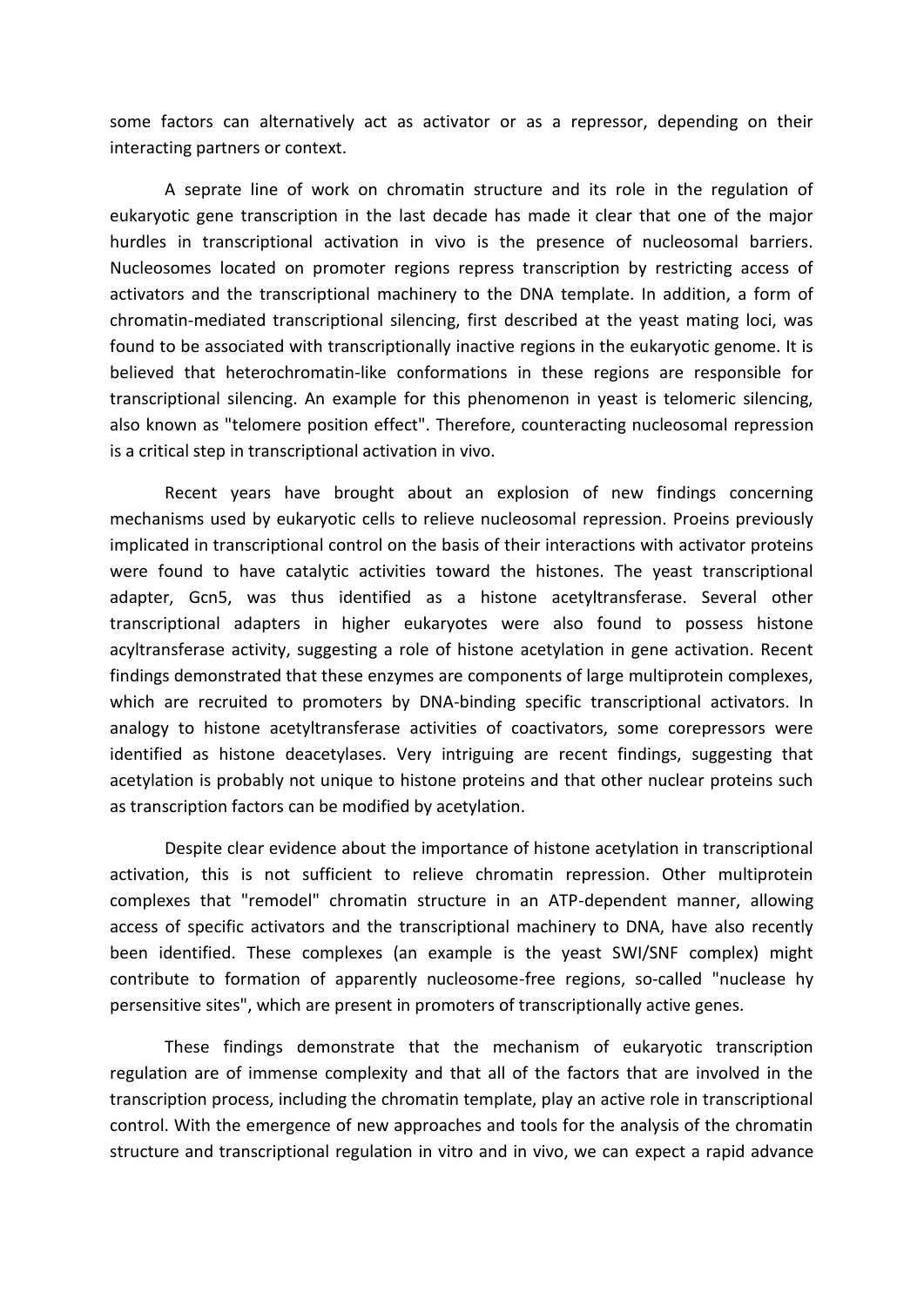some factors can alternatively act as activator or as a repressor, depending on their interacting partners or context.

A seprate line of work on chromatin structure and its role in the regulation of eukaryotic gene transcription in the last decade has made it clear that one of the major hurdles in transcriptional activation in vivo is the presence of nucleosomal barriers. Nucleosomes located on promoter regions repress transcription by restricting access of activators and the transcriptional machinery to the DNA template. In addition, a form of chromatin-mediated transcriptional silencing, first described at the yeast mating loci, was found to be associated with transcriptionally inactive regions in the eukaryotic genome. It is believed that heterochromatin-like conformations in these regions are responsible for transcriptional silencing. An example for this phenomenon in yeast is telomeric silencing, also known as "telomere position effect". Therefore, counteracting nucleosomal repression is a critical step in transcriptional activation in vivo.

Recent years have brought about an explosion of new findings concerning mechanisms used by eukaryotic cells to relieve nucleosomal repression. Proeins previously implicated in transcriptional control on the basis of their interactions with activator proteins were found to have catalytic activities toward the histones. The yeast transcriptional adapter, Gcn5, was thus identified as a histone acetyltransferase. Several other transcriptional adapters in higher eukaryotes were also found to possess histone acyltransferase activity, suggesting a role of histone acetylation in gene activation. Recent findings demonstrated that these enzymes are components of large multiprotein complexes, which are recruited to promoters by DNA-binding specific transcriptional activators. In analogy to histone acetyltransferase activities of coactivators, some corepressors were identified as histone deacetylases. Very intriguing are recent findings, suggesting that acetylation is probably not unique to histone proteins and that other nuclear proteins such as transcription factors can be modified by acetylation.

Despite clear evidence about the importance of histone acetylation in transcriptional activation, this is not sufficient to relieve chromatin repression. Other multiprotein complexes that "remodel" chromatin structure in an ATP-dependent manner, allowing access of specific activators and the transcriptional machinery to DNA, have also recently been identified. These complexes (an example is the yeast SWI/SNF complex) might contribute to formation of apparently nucleosome-free regions, so-called "nuclease hy persensitive sites", which are present in promoters of transcriptionally active genes.

These findings demonstrate that the mechanism of eukaryotic transcription regulation are of immense complexity and that all of the factors that are involved in the transcription process, including the chromatin template, play an active role in transcriptional control. With the emergence of new approaches and tools for the analysis of the chromatin structure and transcriptional regulation in vitro and in vivo, we can expect a rapid advance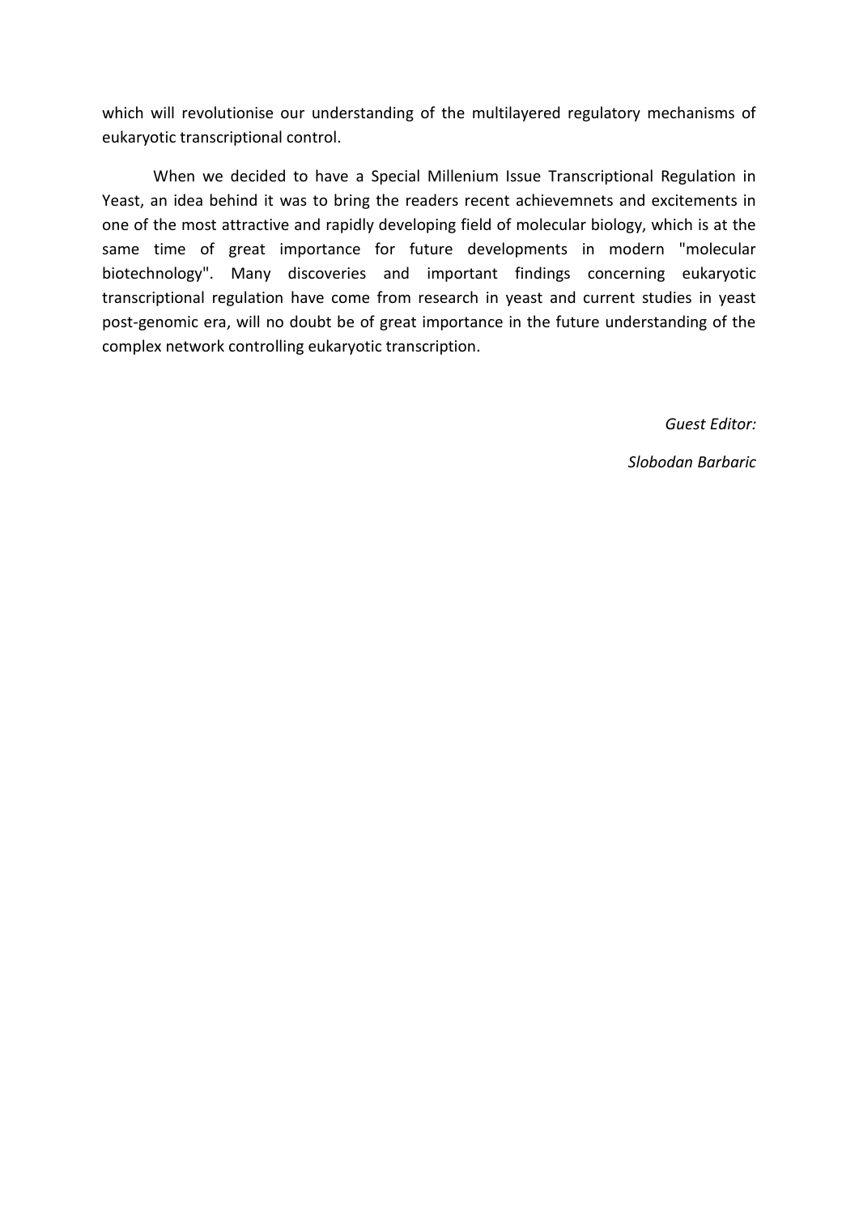which will revolutionise our understanding of the multilayered regulatory mechanisms of eukaryotic transcriptional control.

When we decided to have a Special Millenium Issue Transcriptional Regulation in Yeast, an idea behind it was to bring the readers recent achievemnets and excitements in one of the most attractive and rapidly developing field of molecular biology, which is at the same time of great importance for future developments in modern "molecular biotechnology". Many discoveries and important findings concerning eukaryotic transcriptional regulation have come from research in yeast and current studies in yeast post-genomic era, will no doubt be of great importance in the future understanding of the complex network controlling eukaryotic transcription.

*Guest Editor:*

*Slobodan Barbaric*